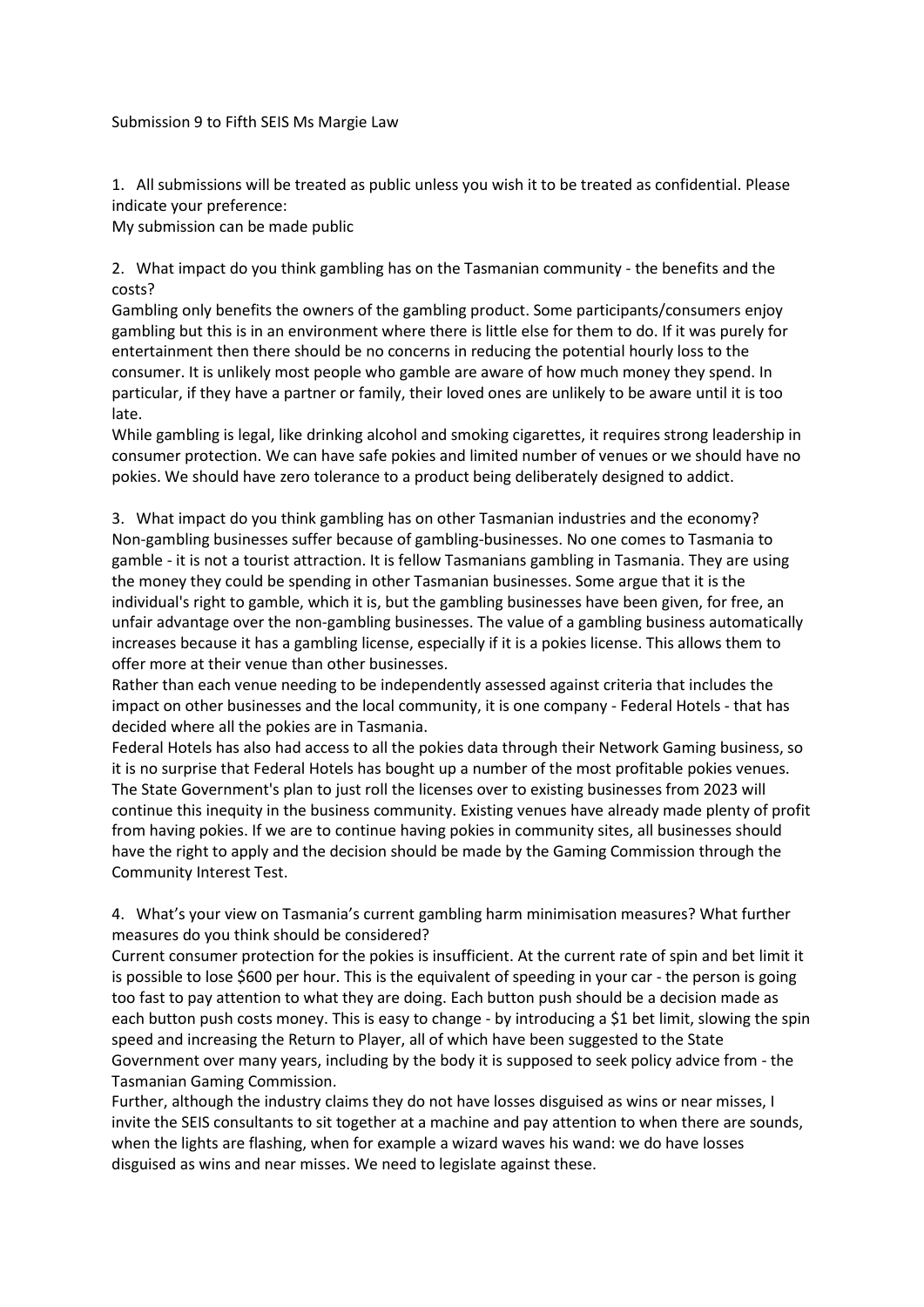Submission 9 to Fifth SEIS Ms Margie Law

1. All submissions will be treated as public unless you wish it to be treated as confidential. Please indicate your preference:
My submission can be made public

2. What impact do you think gambling has on the Tasmanian community - the benefits and the costs?
Gambling only benefits the owners of the gambling product. Some participants/consumers enjoy gambling but this is in an environment where there is little else for them to do. If it was purely for entertainment then there should be no concerns in reducing the potential hourly loss to the consumer. It is unlikely most people who gamble are aware of how much money they spend. In particular, if they have a partner or family, their loved ones are unlikely to be aware until it is too late.
While gambling is legal, like drinking alcohol and smoking cigarettes, it requires strong leadership in consumer protection. We can have safe pokies and limited number of venues or we should have no pokies. We should have zero tolerance to a product being deliberately designed to addict.

3. What impact do you think gambling has on other Tasmanian industries and the economy?
Non-gambling businesses suffer because of gambling-businesses. No one comes to Tasmania to gamble - it is not a tourist attraction. It is fellow Tasmanians gambling in Tasmania. They are using the money they could be spending in other Tasmanian businesses. Some argue that it is the individual's right to gamble, which it is, but the gambling businesses have been given, for free, an unfair advantage over the non-gambling businesses. The value of a gambling business automatically increases because it has a gambling license, especially if it is a pokies license. This allows them to offer more at their venue than other businesses.
Rather than each venue needing to be independently assessed against criteria that includes the impact on other businesses and the local community, it is one company - Federal Hotels - that has decided where all the pokies are in Tasmania.
Federal Hotels has also had access to all the pokies data through their Network Gaming business, so it is no surprise that Federal Hotels has bought up a number of the most profitable pokies venues. The State Government's plan to just roll the licenses over to existing businesses from 2023 will continue this inequity in the business community. Existing venues have already made plenty of profit from having pokies. If we are to continue having pokies in community sites, all businesses should have the right to apply and the decision should be made by the Gaming Commission through the Community Interest Test.

4. What's your view on Tasmania's current gambling harm minimisation measures? What further measures do you think should be considered?
Current consumer protection for the pokies is insufficient. At the current rate of spin and bet limit it is possible to lose $600 per hour. This is the equivalent of speeding in your car - the person is going too fast to pay attention to what they are doing. Each button push should be a decision made as each button push costs money. This is easy to change - by introducing a $1 bet limit, slowing the spin speed and increasing the Return to Player, all of which have been suggested to the State Government over many years, including by the body it is supposed to seek policy advice from - the Tasmanian Gaming Commission.
Further, although the industry claims they do not have losses disguised as wins or near misses, I invite the SEIS consultants to sit together at a machine and pay attention to when there are sounds, when the lights are flashing, when for example a wizard waves his wand: we do have losses disguised as wins and near misses. We need to legislate against these.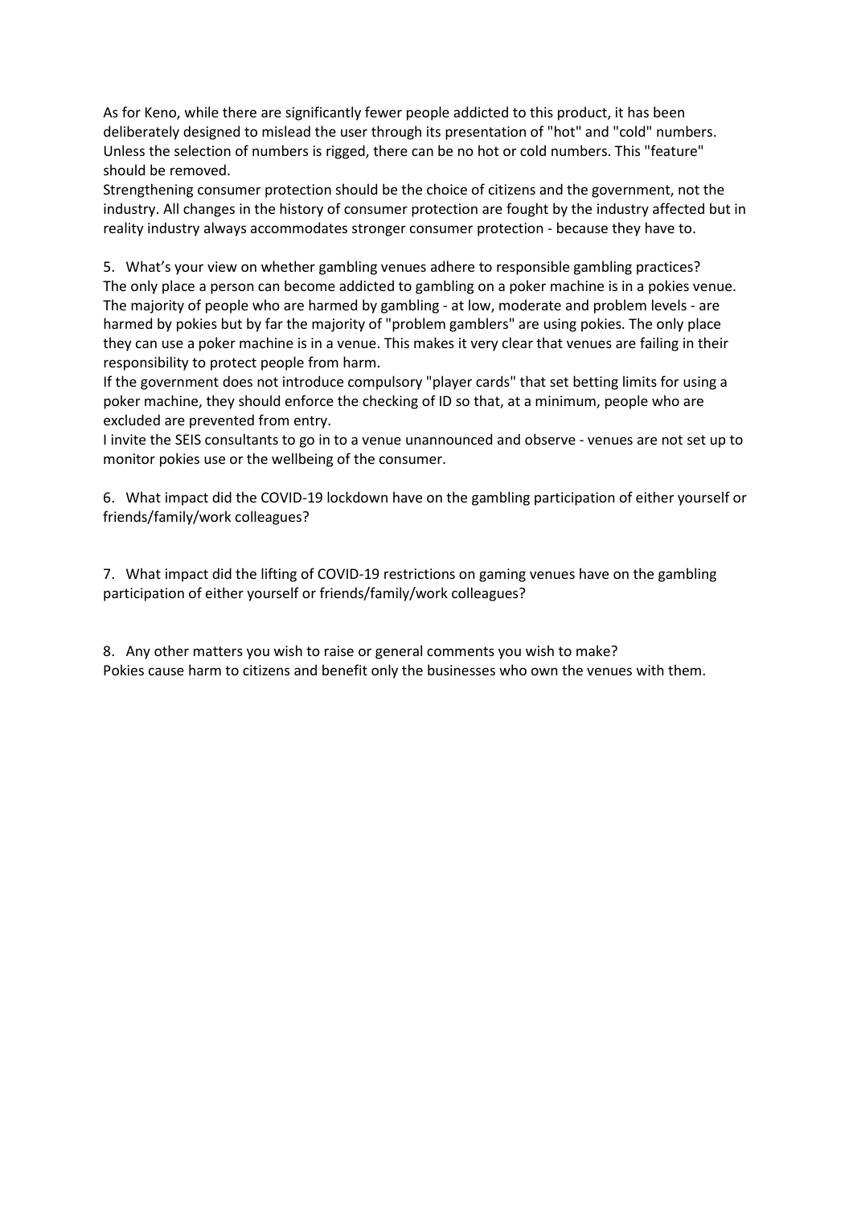As for Keno, while there are significantly fewer people addicted to this product, it has been deliberately designed to mislead the user through its presentation of "hot" and "cold" numbers. Unless the selection of numbers is rigged, there can be no hot or cold numbers. This "feature" should be removed.

Strengthening consumer protection should be the choice of citizens and the government, not the industry. All changes in the history of consumer protection are fought by the industry affected but in reality industry always accommodates stronger consumer protection - because they have to.

5. What's your view on whether gambling venues adhere to responsible gambling practices?

The only place a person can become addicted to gambling on a poker machine is in a pokies venue. The majority of people who are harmed by gambling - at low, moderate and problem levels - are harmed by pokies but by far the majority of "problem gamblers" are using pokies. The only place they can use a poker machine is in a venue. This makes it very clear that venues are failing in their responsibility to protect people from harm.

If the government does not introduce compulsory "player cards" that set betting limits for using a poker machine, they should enforce the checking of ID so that, at a minimum, people who are excluded are prevented from entry.

I invite the SEIS consultants to go in to a venue unannounced and observe - venues are not set up to monitor pokies use or the wellbeing of the consumer.

6. What impact did the COVID-19 lockdown have on the gambling participation of either yourself or friends/family/work colleagues?

7. What impact did the lifting of COVID-19 restrictions on gaming venues have on the gambling participation of either yourself or friends/family/work colleagues?

8. Any other matters you wish to raise or general comments you wish to make?

Pokies cause harm to citizens and benefit only the businesses who own the venues with them.